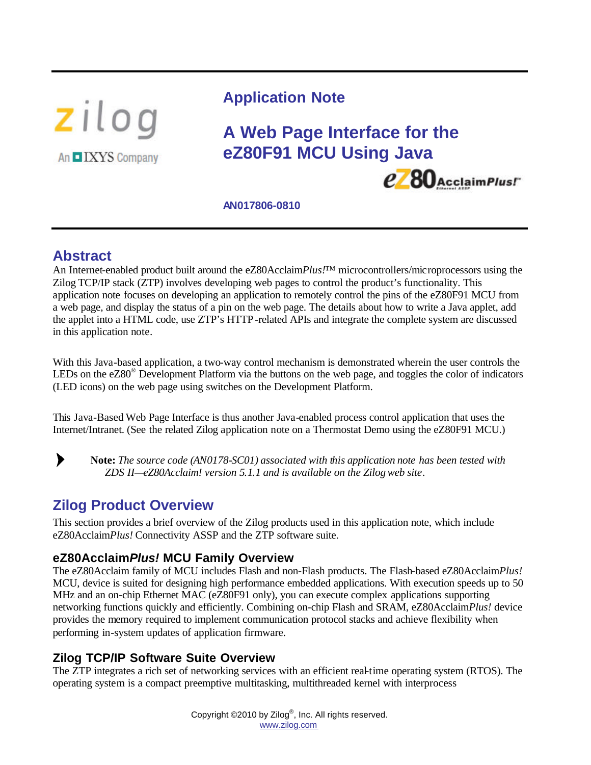# Application Note

# A Web Page Interface for the eZ80F91 MCU Using Java

**AN017806-0810**

## Abstract

An Internet-enabled product built around the eZ80Acclaim*Plus!*™ microcontrollers/microprocessors using the Zilog TCP/IP stack (ZTP) involves developing web pages to control the product's functionality. This application note focuses on developing an application to remotely control the pins of the eZ80F91 MCU from a web page, and display the status of a pin on the web page. The details about how to write a Java applet, add the applet into a HTML code, use ZTP's HTTP-related APIs and integrate the complete system are discussed in this application note.

With this Java-based application, a two-way control mechanism is demonstrated wherein the user controls the LEDs on the eZ80® Development Platform via the buttons on the web page, and toggles the color of indicators (LED icons) on the web page using switches on the Development Platform.

This Java-Based Web Page Interface is thus another Java-enabled process control application that uses the Internet/Intranet. (See the related Zilog application note on a Thermostat Demo using the eZ80F91 MCU.)

> **Note:** *The source code (AN0178-SC01) associated with this application note has been tested with ZDS II—eZ80Acclaim! version 5.1.1 and is available on the Zilog web site.*

## Zilog Product Overview

This section provides a brief overview of the Zilog products used in this application note, which include eZ80Acclaim*Plus!* Connectivity ASSP and the ZTP software suite.

### eZ80Acclaim*Plus!* MCU Family Overview

The eZ80Acclaim family of MCU includes Flash and non-Flash products. The Flash-based eZ80Acclaim*Plus!* MCU, device is suited for designing high performance embedded applications. With execution speeds up to 50 MHz and an on-chip Ethernet MAC (eZ80F91 only), you can execute complex applications supporting networking functions quickly and efficiently. Combining on-chip Flash and SRAM, eZ80Acclaim*Plus!* device provides the memory required to implement communication protocol stacks and achieve flexibility when performing in-system updates of application firmware.

### Zilog TCP/IP Software Suite Overview

The ZTP integrates a rich set of networking services with an efficient real-time operating system (RTOS). The operating system is a compact preemptive multitasking, multithreaded kernel with interprocess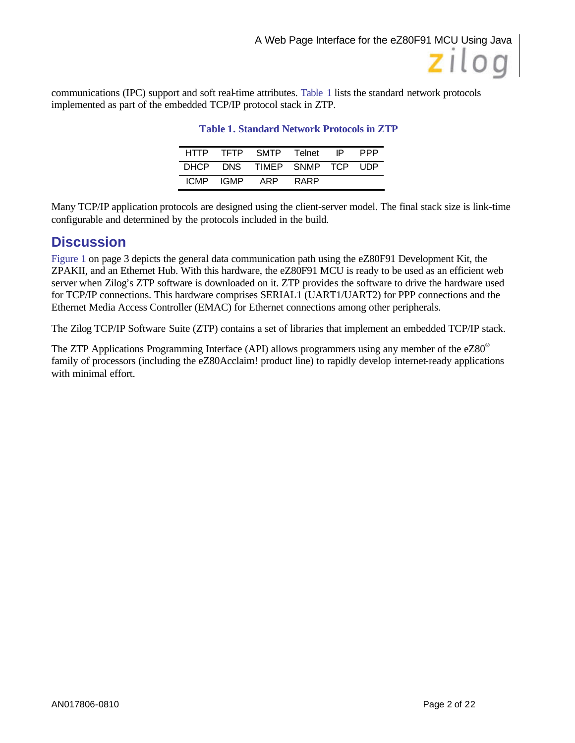communications (IPC) support and soft real-time attributes. Table 1 lists the standard network protocols implemented as part of the embedded TCP/IP protocol stack in ZTP.

**Table 1. Standard Network Protocols in ZTP**

| | | | | | |
|---|---|---|---|---|---|
| HTTP | TFTP | SMTP | Telnet | IP | PPP |
| DHCP | DNS | TIMEP | SNMP | TCP | UDP |
| ICMP | IGMP | ARP | RARP | | |

Many TCP/IP application protocols are designed using the client-server model. The final stack size is link-time configurable and determined by the protocols included in the build.

## Discussion

Figure 1 on page 3 depicts the general data communication path using the eZ80F91 Development Kit, the ZPAKII, and an Ethernet Hub. With this hardware, the eZ80F91 MCU is ready to be used as an efficient web server when Zilog's ZTP software is downloaded on it. ZTP provides the software to drive the hardware used for TCP/IP connections. This hardware comprises SERIAL1 (UART1/UART2) for PPP connections and the Ethernet Media Access Controller (EMAC) for Ethernet connections among other peripherals.

The Zilog TCP/IP Software Suite (ZTP) contains a set of libraries that implement an embedded TCP/IP stack.

The ZTP Applications Programming Interface (API) allows programmers using any member of the eZ80® family of processors (including the eZ80Acclaim! product line) to rapidly develop internet-ready applications with minimal effort.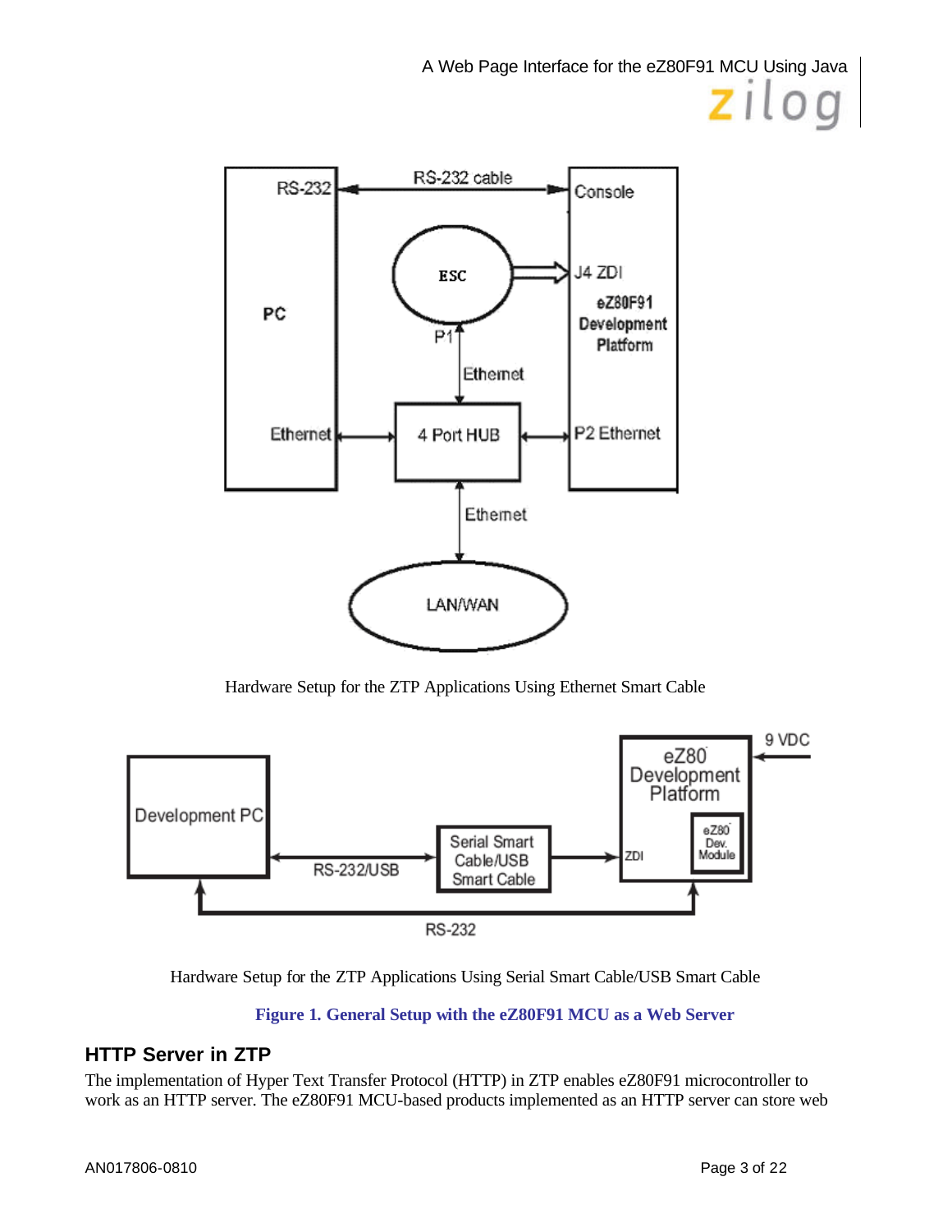Hardware Setup for the ZTP Applications Using Ethernet Smart Cable

Hardware Setup for the ZTP Applications Using Serial Smart Cable/USB Smart Cable

**Figure 1. General Setup with the eZ80F91 MCU as a Web Server**

## HTTP Server in ZTP

The implementation of Hyper Text Transfer Protocol (HTTP) in ZTP enables eZ80F91 microcontroller to work as an HTTP server. The eZ80F91 MCU-based products implemented as an HTTP server can store web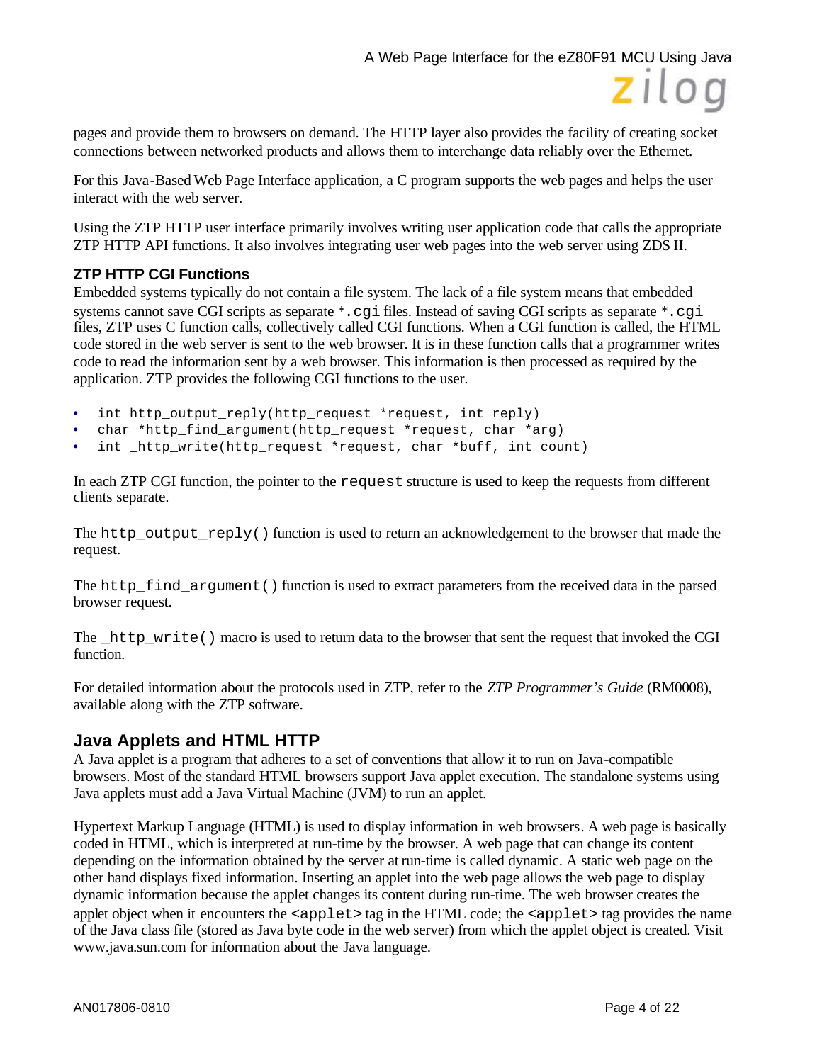pages and provide them to browsers on demand. The HTTP layer also provides the facility of creating socket connections between networked products and allows them to interchange data reliably over the Ethernet.

For this Java-Based Web Page Interface application, a C program supports the web pages and helps the user interact with the web server.

Using the ZTP HTTP user interface primarily involves writing user application code that calls the appropriate ZTP HTTP API functions. It also involves integrating user web pages into the web server using ZDS II.

### ZTP HTTP CGI Functions

Embedded systems typically do not contain a file system. The lack of a file system means that embedded systems cannot save CGI scripts as separate `*.cgi` files. Instead of saving CGI scripts as separate `*.cgi` files, ZTP uses C function calls, collectively called CGI functions. When a CGI function is called, the HTML code stored in the web server is sent to the web browser. It is in these function calls that a programmer writes code to read the information sent by a web browser. This information is then processed as required by the application. ZTP provides the following CGI functions to the user.

- `int http_output_reply(http_request *request, int reply)`
- `char *http_find_argument(http_request *request, char *arg)`
- `int _http_write(http_request *request, char *buff, int count)`

In each ZTP CGI function, the pointer to the `request` structure is used to keep the requests from different clients separate.

The `http_output_reply()` function is used to return an acknowledgement to the browser that made the request.

The `http_find_argument()` function is used to extract parameters from the received data in the parsed browser request.

The `_http_write()` macro is used to return data to the browser that sent the request that invoked the CGI function.

For detailed information about the protocols used in ZTP, refer to the *ZTP Programmer's Guide* (RM0008), available along with the ZTP software.

## Java Applets and HTML HTTP

A Java applet is a program that adheres to a set of conventions that allow it to run on Java-compatible browsers. Most of the standard HTML browsers support Java applet execution. The standalone systems using Java applets must add a Java Virtual Machine (JVM) to run an applet.

Hypertext Markup Language (HTML) is used to display information in web browsers. A web page is basically coded in HTML, which is interpreted at run-time by the browser. A web page that can change its content depending on the information obtained by the server at run-time is called dynamic. A static web page on the other hand displays fixed information. Inserting an applet into the web page allows the web page to display dynamic information because the applet changes its content during run-time. The web browser creates the applet object when it encounters the `<applet>` tag in the HTML code; the `<applet>` tag provides the name of the Java class file (stored as Java byte code in the web server) from which the applet object is created. Visit www.java.sun.com for information about the Java language.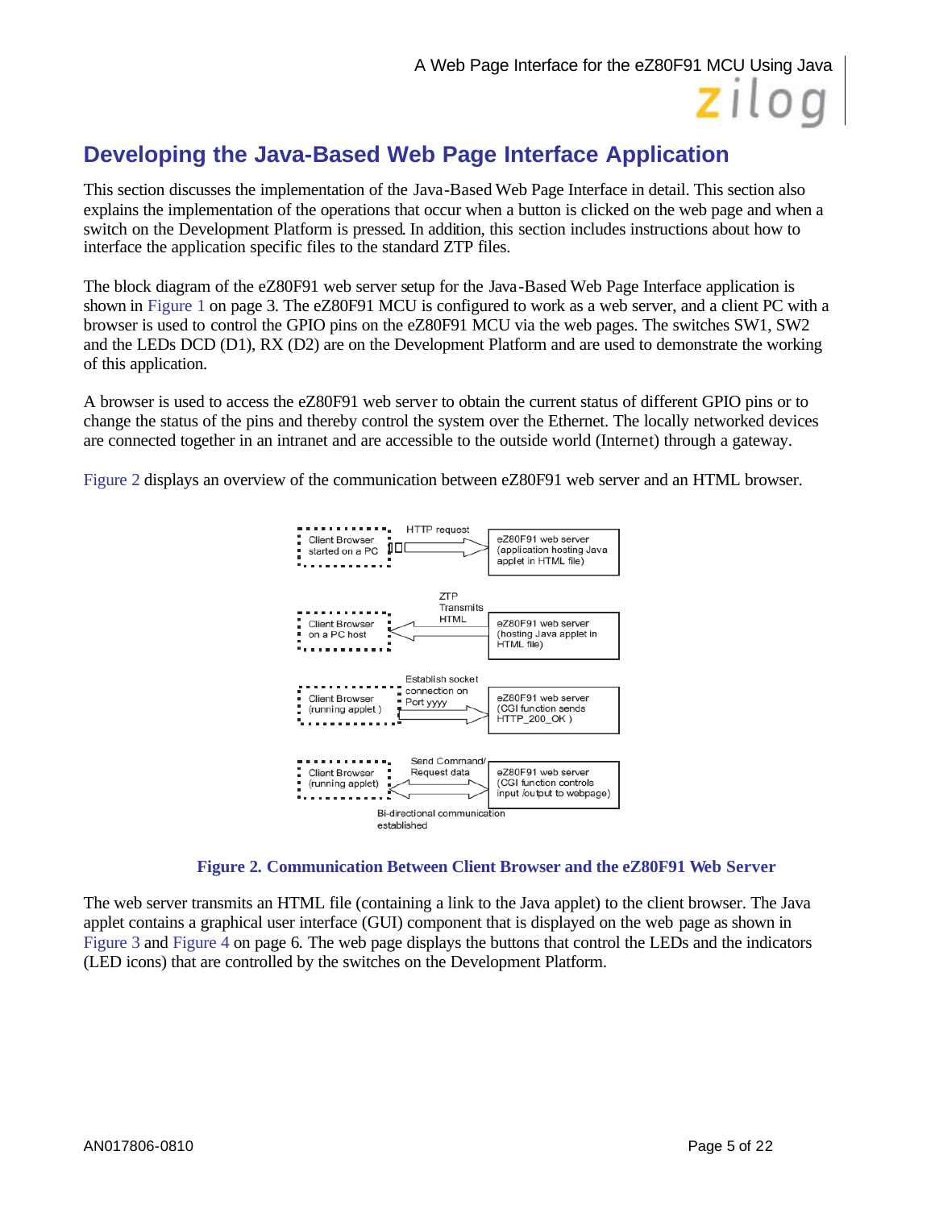# Developing the Java-Based Web Page Interface Application

This section discusses the implementation of the Java-Based Web Page Interface in detail. This section also explains the implementation of the operations that occur when a button is clicked on the web page and when a switch on the Development Platform is pressed. In addition, this section includes instructions about how to interface the application specific files to the standard ZTP files.

The block diagram of the eZ80F91 web server setup for the Java-Based Web Page Interface application is shown in Figure 1 on page 3. The eZ80F91 MCU is configured to work as a web server, and a client PC with a browser is used to control the GPIO pins on the eZ80F91 MCU via the web pages. The switches SW1, SW2 and the LEDs DCD (D1), RX (D2) are on the Development Platform and are used to demonstrate the working of this application.

A browser is used to access the eZ80F91 web server to obtain the current status of different GPIO pins or to change the status of the pins and thereby control the system over the Ethernet. The locally networked devices are connected together in an intranet and are accessible to the outside world (Internet) through a gateway.

Figure 2 displays an overview of the communication between eZ80F91 web server and an HTML browser.

Client Browser started on a PC — HTTP request → eZ80F91 web server (application hosting Java applet in HTML file)

Client Browser on a PC host ← ZTP Transmits HTML — eZ80F91 web server (hosting Java applet in HTML file)

Client Browser (running applet) — Establish socket connection on Port yyyy → eZ80F91 web server (CGI function sends HTTP_200_OK)

Client Browser (running applet) ↔ Send Command/ Request data ↔ eZ80F91 web server (CGI function controls input /output to webpage)

Bi-directional communication established

**Figure 2. Communication Between Client Browser and the eZ80F91 Web Server**

The web server transmits an HTML file (containing a link to the Java applet) to the client browser. The Java applet contains a graphical user interface (GUI) component that is displayed on the web page as shown in Figure 3 and Figure 4 on page 6. The web page displays the buttons that control the LEDs and the indicators (LED icons) that are controlled by the switches on the Development Platform.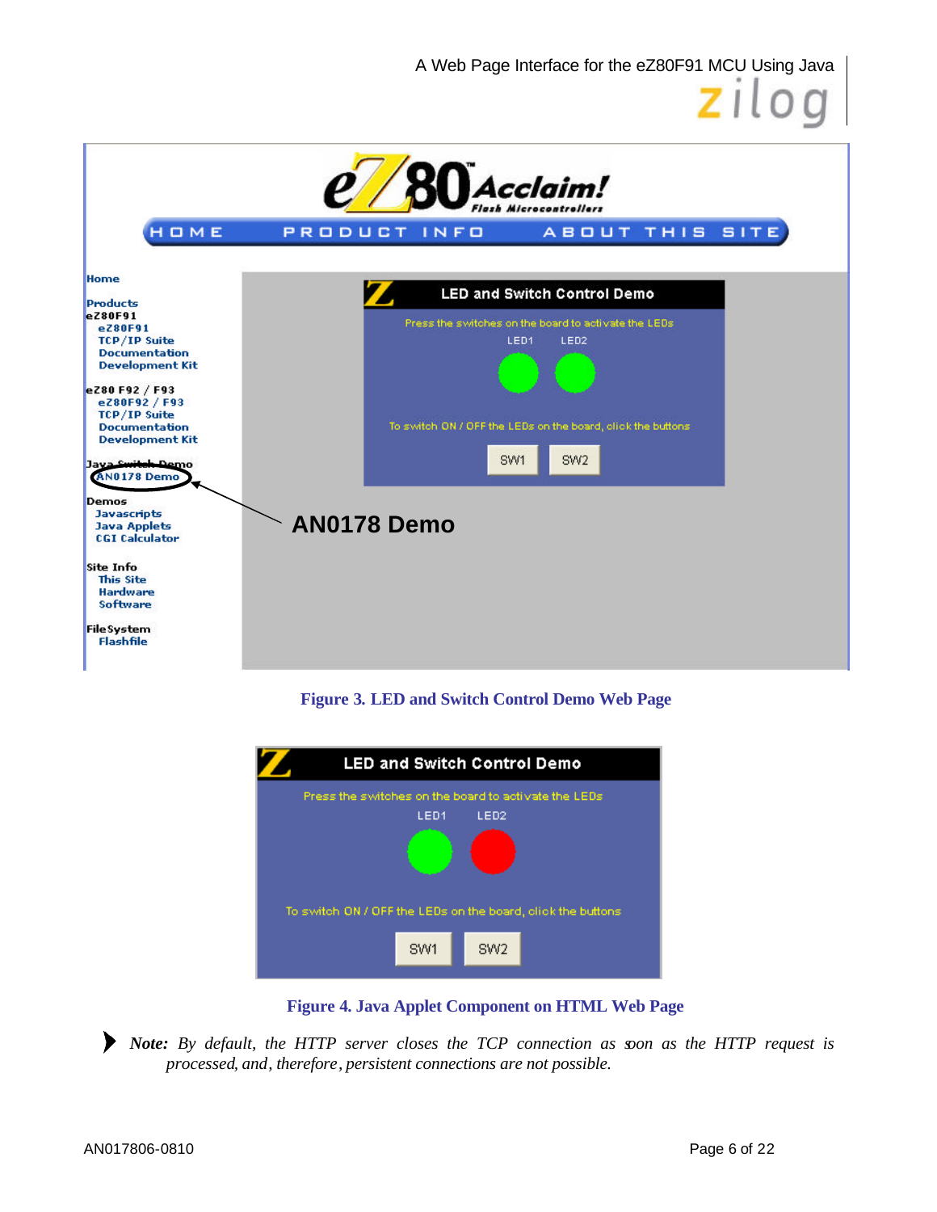Figure 3. LED and Switch Control Demo Web Page

Figure 4. Java Applet Component on HTML Web Page

> **Note:** *By default, the HTTP server closes the TCP connection as soon as the HTTP request is processed, and, therefore, persistent connections are not possible.*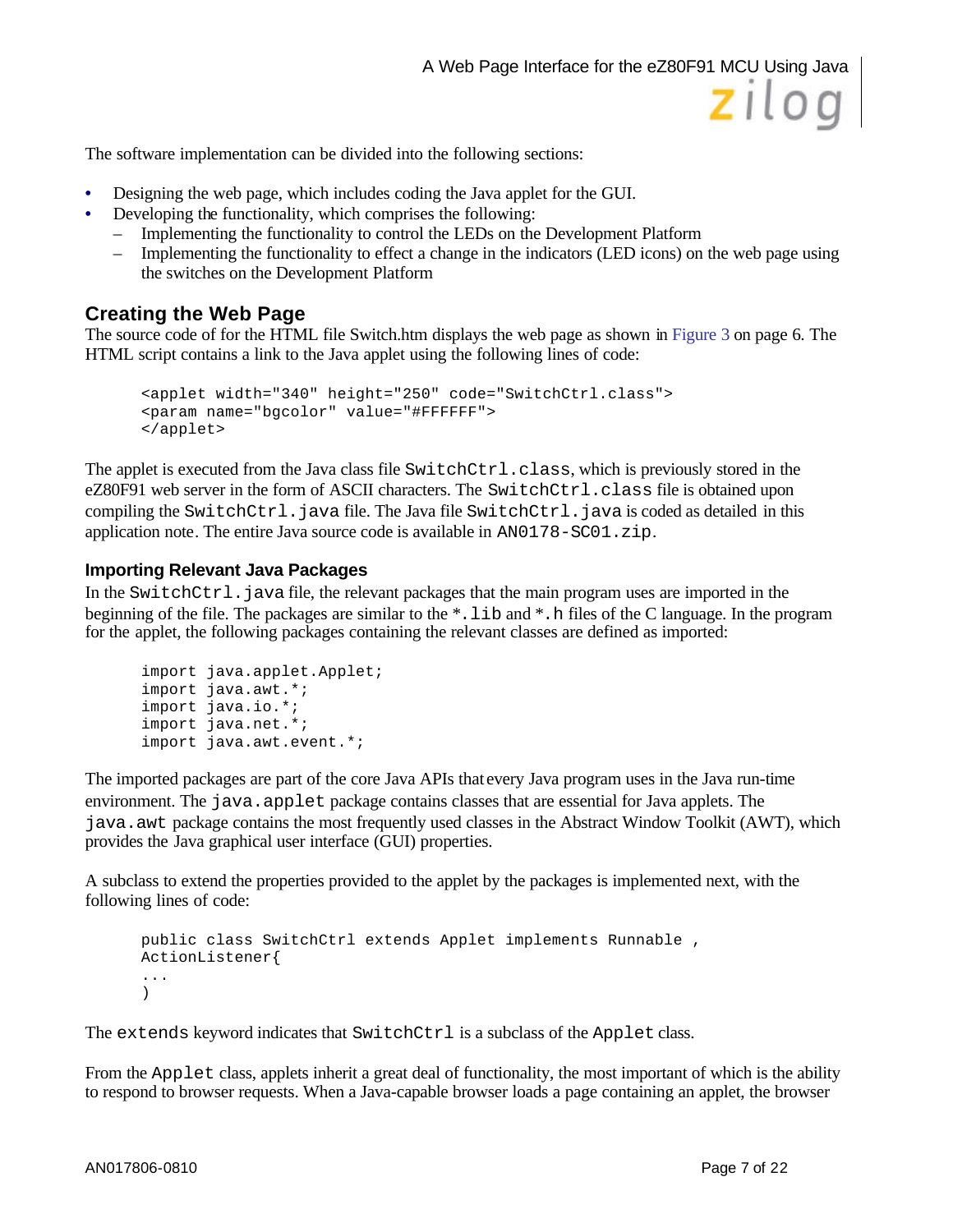The software implementation can be divided into the following sections:

- Designing the web page, which includes coding the Java applet for the GUI.
- Developing the functionality, which comprises the following:
  - Implementing the functionality to control the LEDs on the Development Platform
  - Implementing the functionality to effect a change in the indicators (LED icons) on the web page using the switches on the Development Platform

## Creating the Web Page

The source code of for the HTML file Switch.htm displays the web page as shown in Figure 3 on page 6. The HTML script contains a link to the Java applet using the following lines of code:

```
<applet width="340" height="250" code="SwitchCtrl.class">
<param name="bgcolor" value="#FFFFFF">
</applet>
```

The applet is executed from the Java class file `SwitchCtrl.class`, which is previously stored in the eZ80F91 web server in the form of ASCII characters. The `SwitchCtrl.class` file is obtained upon compiling the `SwitchCtrl.java` file. The Java file `SwitchCtrl.java` is coded as detailed in this application note. The entire Java source code is available in `AN0178-SC01.zip`.

### Importing Relevant Java Packages

In the `SwitchCtrl.java` file, the relevant packages that the main program uses are imported in the beginning of the file. The packages are similar to the `*.lib` and `*.h` files of the C language. In the program for the applet, the following packages containing the relevant classes are defined as imported:

```
import java.applet.Applet;
import java.awt.*;
import java.io.*;
import java.net.*;
import java.awt.event.*;
```

The imported packages are part of the core Java APIs that every Java program uses in the Java run-time environment. The `java.applet` package contains classes that are essential for Java applets. The `java.awt` package contains the most frequently used classes in the Abstract Window Toolkit (AWT), which provides the Java graphical user interface (GUI) properties.

A subclass to extend the properties provided to the applet by the packages is implemented next, with the following lines of code:

```
public class SwitchCtrl extends Applet implements Runnable ,
ActionListener{
...
)
```

The `extends` keyword indicates that `SwitchCtrl` is a subclass of the `Applet` class.

From the `Applet` class, applets inherit a great deal of functionality, the most important of which is the ability to respond to browser requests. When a Java-capable browser loads a page containing an applet, the browser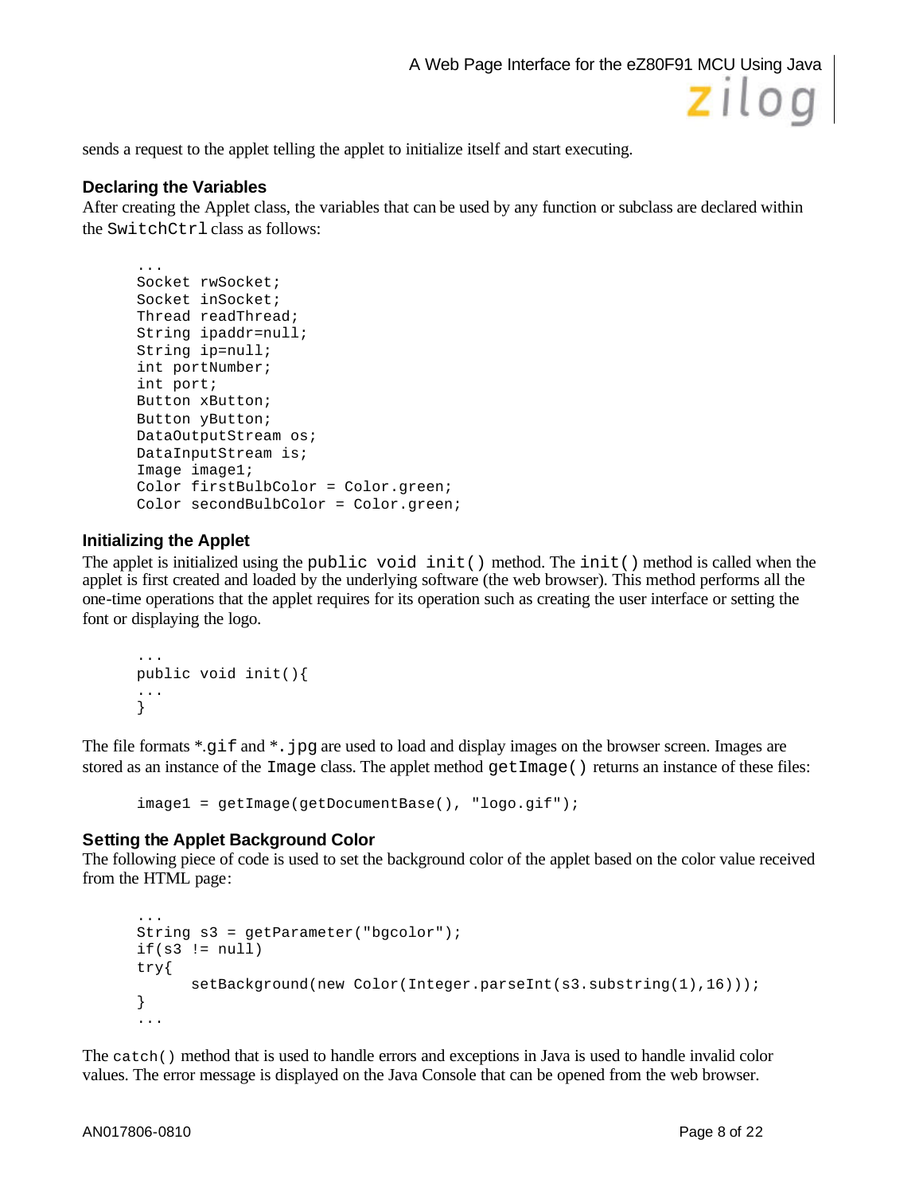sends a request to the applet telling the applet to initialize itself and start executing.

### Declaring the Variables

After creating the Applet class, the variables that can be used by any function or subclass are declared within the `SwitchCtrl` class as follows:

```
...
Socket rwSocket;
Socket inSocket;
Thread readThread;
String ipaddr=null;
String ip=null;
int portNumber;
int port;
Button xButton;
Button yButton;
DataOutputStream os;
DataInputStream is;
Image image1;
Color firstBulbColor = Color.green;
Color secondBulbColor = Color.green;
```

### Initializing the Applet

The applet is initialized using the `public void init()` method. The `init()` method is called when the applet is first created and loaded by the underlying software (the web browser). This method performs all the one-time operations that the applet requires for its operation such as creating the user interface or setting the font or displaying the logo.

```
...
public void init(){
...
}
```

The file formats *.`gif` and `*.jpg` are used to load and display images on the browser screen. Images are stored as an instance of the `Image` class. The applet method `getImage()` returns an instance of these files:

```
image1 = getImage(getDocumentBase(), "logo.gif");
```

### Setting the Applet Background Color

The following piece of code is used to set the background color of the applet based on the color value received from the HTML page:

```
...
String s3 = getParameter("bgcolor");
if(s3 != null)
try{
      setBackground(new Color(Integer.parseInt(s3.substring(1),16)));
}
...
```

The `catch()` method that is used to handle errors and exceptions in Java is used to handle invalid color values. The error message is displayed on the Java Console that can be opened from the web browser.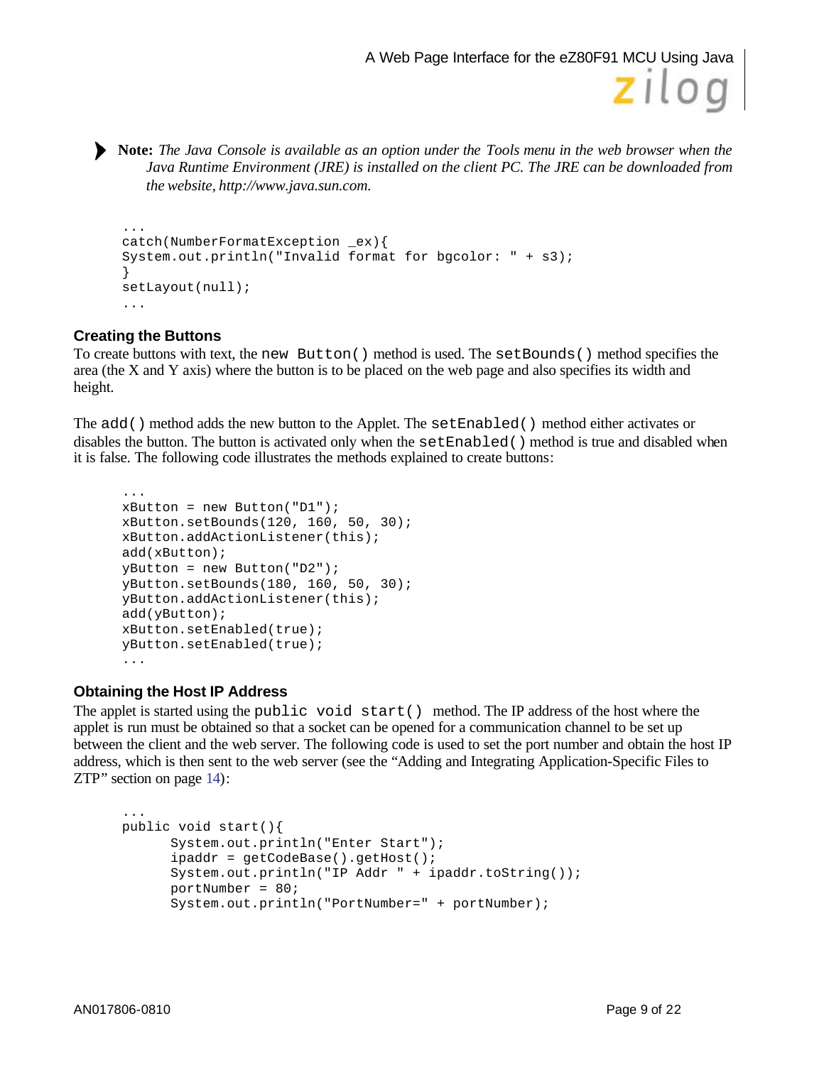> **Note:** *The Java Console is available as an option under the Tools menu in the web browser when the Java Runtime Environment (JRE) is installed on the client PC. The JRE can be downloaded from the website, http://www.java.sun.com.*

```
...
catch(NumberFormatException _ex){
System.out.println("Invalid format for bgcolor: " + s3);
}
setLayout(null);
...
```

### Creating the Buttons

To create buttons with text, the `new Button()` method is used. The `setBounds()` method specifies the area (the X and Y axis) where the button is to be placed on the web page and also specifies its width and height.

The `add()` method adds the new button to the Applet. The `setEnabled()` method either activates or disables the button. The button is activated only when the `setEnabled()` method is true and disabled when it is false. The following code illustrates the methods explained to create buttons:

```
...
xButton = new Button("D1");
xButton.setBounds(120, 160, 50, 30);
xButton.addActionListener(this);
add(xButton);
yButton = new Button("D2");
yButton.setBounds(180, 160, 50, 30);
yButton.addActionListener(this);
add(yButton);
xButton.setEnabled(true);
yButton.setEnabled(true);
...
```

### Obtaining the Host IP Address

The applet is started using the `public void start()` method. The IP address of the host where the applet is run must be obtained so that a socket can be opened for a communication channel to be set up between the client and the web server. The following code is used to set the port number and obtain the host IP address, which is then sent to the web server (see the "Adding and Integrating Application-Specific Files to ZTP" section on page 14):

```
...
public void start(){
      System.out.println("Enter Start");
      ipaddr = getCodeBase().getHost();
      System.out.println("IP Addr " + ipaddr.toString());
      portNumber = 80;
      System.out.println("PortNumber=" + portNumber);
```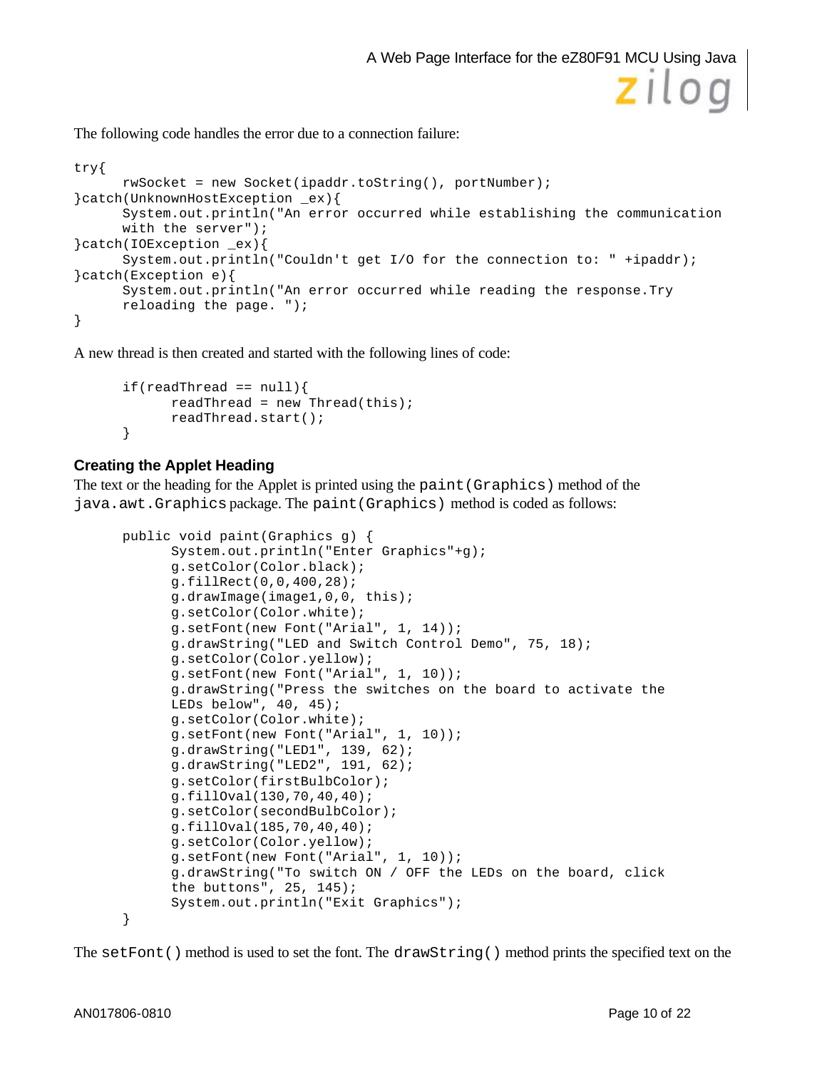The following code handles the error due to a connection failure:

```
try{
      rwSocket = new Socket(ipaddr.toString(), portNumber);
}catch(UnknownHostException _ex){
      System.out.println("An error occurred while establishing the communication
      with the server");
}catch(IOException _ex){
      System.out.println("Couldn't get I/O for the connection to: " +ipaddr);
}catch(Exception e){
      System.out.println("An error occurred while reading the response.Try
      reloading the page. ");
}
```

A new thread is then created and started with the following lines of code:

```
      if(readThread == null){
            readThread = new Thread(this);
            readThread.start();
      }
```

### Creating the Applet Heading

The text or the heading for the Applet is printed using the `paint(Graphics)` method of the `java.awt.Graphics` package. The `paint(Graphics)` method is coded as follows:

```
      public void paint(Graphics g) {
            System.out.println("Enter Graphics"+g);
            g.setColor(Color.black);
            g.fillRect(0,0,400,28);
            g.drawImage(image1,0,0, this);
            g.setColor(Color.white);
            g.setFont(new Font("Arial", 1, 14));
            g.drawString("LED and Switch Control Demo", 75, 18);
            g.setColor(Color.yellow);
            g.setFont(new Font("Arial", 1, 10));
            g.drawString("Press the switches on the board to activate the
            LEDs below", 40, 45);
            g.setColor(Color.white);
            g.setFont(new Font("Arial", 1, 10));
            g.drawString("LED1", 139, 62);
            g.drawString("LED2", 191, 62);
            g.setColor(firstBulbColor);
            g.fillOval(130,70,40,40);
            g.setColor(secondBulbColor);
            g.fillOval(185,70,40,40);
            g.setColor(Color.yellow);
            g.setFont(new Font("Arial", 1, 10));
            g.drawString("To switch ON / OFF the LEDs on the board, click
            the buttons", 25, 145);
            System.out.println("Exit Graphics");
      }
```

The `setFont()` method is used to set the font. The `drawString()` method prints the specified text on the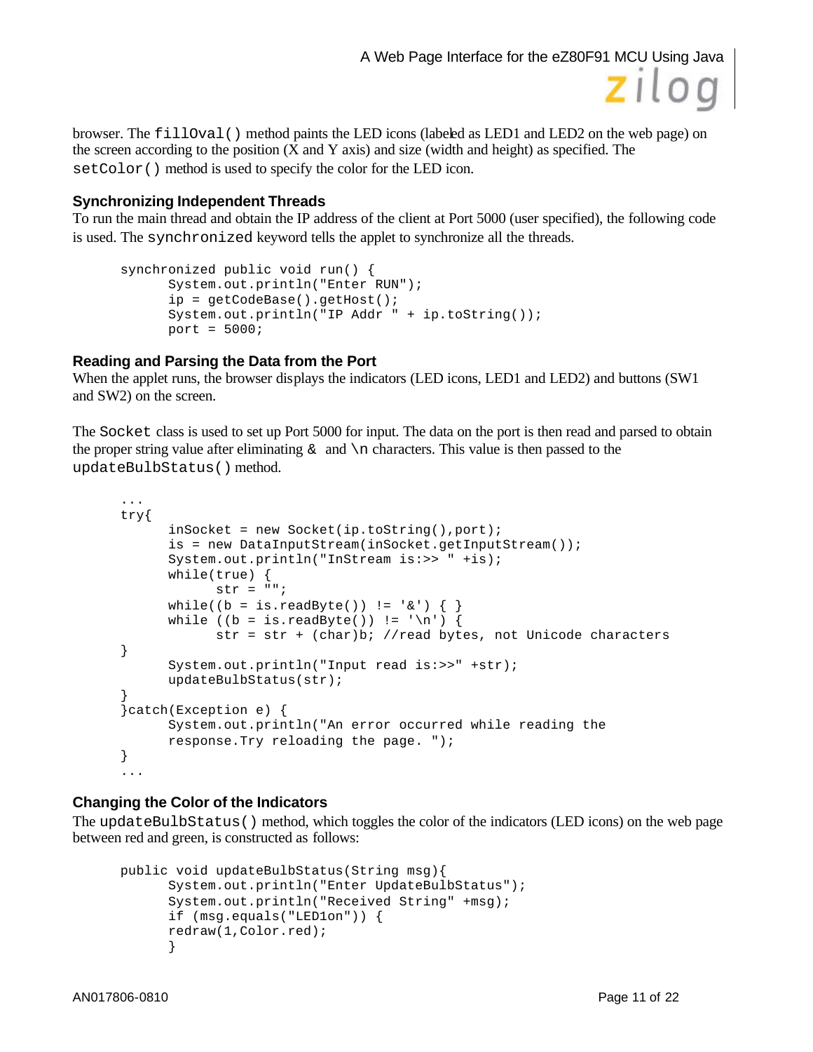browser. The `fillOval()` method paints the LED icons (labeled as LED1 and LED2 on the web page) on the screen according to the position (X and Y axis) and size (width and height) as specified. The `setColor()` method is used to specify the color for the LED icon.

### Synchronizing Independent Threads

To run the main thread and obtain the IP address of the client at Port 5000 (user specified), the following code is used. The `synchronized` keyword tells the applet to synchronize all the threads.

```
synchronized public void run() {
      System.out.println("Enter RUN");
      ip = getCodeBase().getHost();
      System.out.println("IP Addr " + ip.toString());
      port = 5000;
```

### Reading and Parsing the Data from the Port

When the applet runs, the browser displays the indicators (LED icons, LED1 and LED2) and buttons (SW1 and SW2) on the screen.

The `Socket` class is used to set up Port 5000 for input. The data on the port is then read and parsed to obtain the proper string value after eliminating `&` and `\n` characters. This value is then passed to the `updateBulbStatus()` method.

```
...
try{
      inSocket = new Socket(ip.toString(),port);
      is = new DataInputStream(inSocket.getInputStream());
      System.out.println("InStream is:>> " +is);
      while(true) {
            str = "";
      while((b = is.readByte()) != '&') { }
      while ((b = is.readByte()) != '\n') {
            str = str + (char)b; //read bytes, not Unicode characters
}
      System.out.println("Input read is:>>" +str);
      updateBulbStatus(str);
}
}catch(Exception e) {
      System.out.println("An error occurred while reading the
      response.Try reloading the page. ");
}
...
```

### Changing the Color of the Indicators

The `updateBulbStatus()` method, which toggles the color of the indicators (LED icons) on the web page between red and green, is constructed as follows:

```
public void updateBulbStatus(String msg){
      System.out.println("Enter UpdateBulbStatus");
      System.out.println("Received String" +msg);
      if (msg.equals("LED1on")) {
      redraw(1,Color.red);
      }
```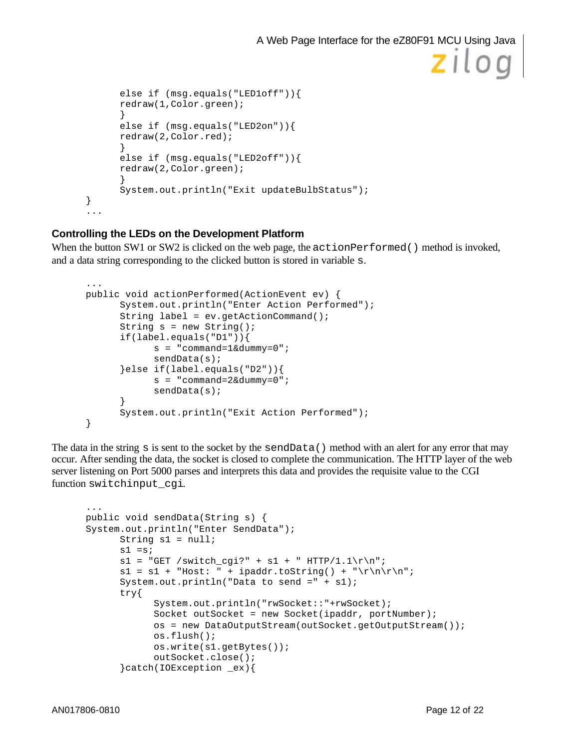```
        else if (msg.equals("LED1off")){
        redraw(1,Color.green);
        }
        else if (msg.equals("LED2on")){
        redraw(2,Color.red);
        }
        else if (msg.equals("LED2off")){
        redraw(2,Color.green);
        }
        System.out.println("Exit updateBulbStatus");
  }
  ...
```

### Controlling the LEDs on the Development Platform

When the button SW1 or SW2 is clicked on the web page, the `actionPerformed()` method is invoked, and a data string corresponding to the clicked button is stored in variable `s`.

```
  ...
  public void actionPerformed(ActionEvent ev) {
        System.out.println("Enter Action Performed");
        String label = ev.getActionCommand();
        String s = new String();
        if(label.equals("D1")){
              s = "command=1&dummy=0";
              sendData(s);
        }else if(label.equals("D2")){
              s = "command=2&dummy=0";
              sendData(s);
        }
        System.out.println("Exit Action Performed");
  }
```

The data in the string `s` is sent to the socket by the `sendData()` method with an alert for any error that may occur. After sending the data, the socket is closed to complete the communication. The HTTP layer of the web server listening on Port 5000 parses and interprets this data and provides the requisite value to the CGI function `switchinput_cgi`.

```
  ...
  public void sendData(String s) {
  System.out.println("Enter SendData");
        String s1 = null;
        s1 =s;
        s1 = "GET /switch_cgi?" + s1 + " HTTP/1.1\r\n";
        s1 = s1 + "Host: " + ipaddr.toString() + "\r\n\r\n";
        System.out.println("Data to send =" + s1);
        try{
              System.out.println("rwSocket::"+rwSocket);
              Socket outSocket = new Socket(ipaddr, portNumber);
              os = new DataOutputStream(outSocket.getOutputStream());
              os.flush();
              os.write(s1.getBytes());
              outSocket.close();
        }catch(IOException _ex){
```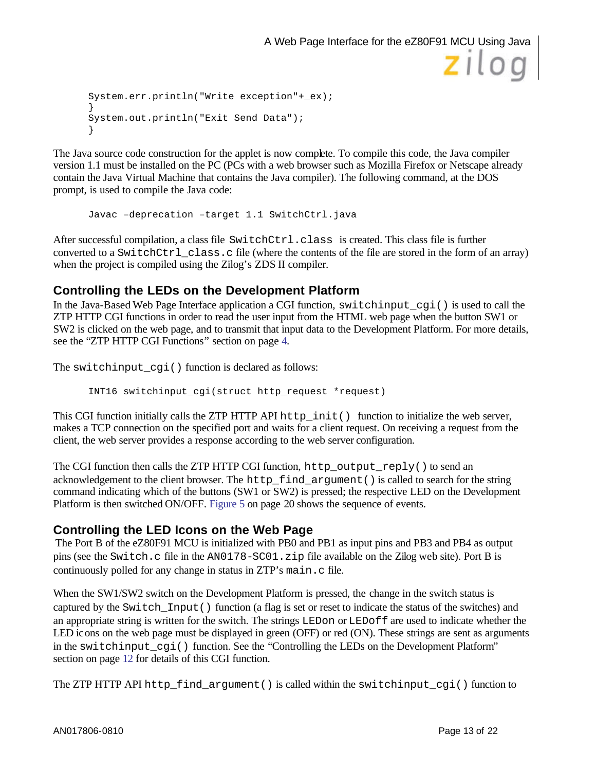```
System.err.println("Write exception"+_ex);
}
System.out.println("Exit Send Data");
}
```

The Java source code construction for the applet is now complete. To compile this code, the Java compiler version 1.1 must be installed on the PC (PCs with a web browser such as Mozilla Firefox or Netscape already contain the Java Virtual Machine that contains the Java compiler). The following command, at the DOS prompt, is used to compile the Java code:

```
Javac –deprecation –target 1.1 SwitchCtrl.java
```

After successful compilation, a class file `SwitchCtrl.class` is created. This class file is further converted to a `SwitchCtrl_class.c` file (where the contents of the file are stored in the form of an array) when the project is compiled using the Zilog's ZDS II compiler.

## Controlling the LEDs on the Development Platform

In the Java-Based Web Page Interface application a CGI function, `switchinput_cgi()` is used to call the ZTP HTTP CGI functions in order to read the user input from the HTML web page when the button SW1 or SW2 is clicked on the web page, and to transmit that input data to the Development Platform. For more details, see the "ZTP HTTP CGI Functions" section on page 4.

The `switchinput_cgi()` function is declared as follows:

```
INT16 switchinput_cgi(struct http_request *request)
```

This CGI function initially calls the ZTP HTTP API `http_init()` function to initialize the web server, makes a TCP connection on the specified port and waits for a client request. On receiving a request from the client, the web server provides a response according to the web server configuration.

The CGI function then calls the ZTP HTTP CGI function, `http_output_reply()` to send an acknowledgement to the client browser. The `http_find_argument()` is called to search for the string command indicating which of the buttons (SW1 or SW2) is pressed; the respective LED on the Development Platform is then switched ON/OFF. Figure 5 on page 20 shows the sequence of events.

## Controlling the LED Icons on the Web Page

The Port B of the eZ80F91 MCU is initialized with PB0 and PB1 as input pins and PB3 and PB4 as output pins (see the `Switch.c` file in the `AN0178-SC01.zip` file available on the Zilog web site). Port B is continuously polled for any change in status in ZTP's `main.c` file.

When the SW1/SW2 switch on the Development Platform is pressed, the change in the switch status is captured by the `Switch_Input()` function (a flag is set or reset to indicate the status of the switches) and an appropriate string is written for the switch. The strings `LEDon` or `LEDoff` are used to indicate whether the LED icons on the web page must be displayed in green (OFF) or red (ON). These strings are sent as arguments in the `switchinput_cgi()` function. See the "Controlling the LEDs on the Development Platform" section on page 12 for details of this CGI function.

The ZTP HTTP API `http_find_argument()` is called within the `switchinput_cgi()` function to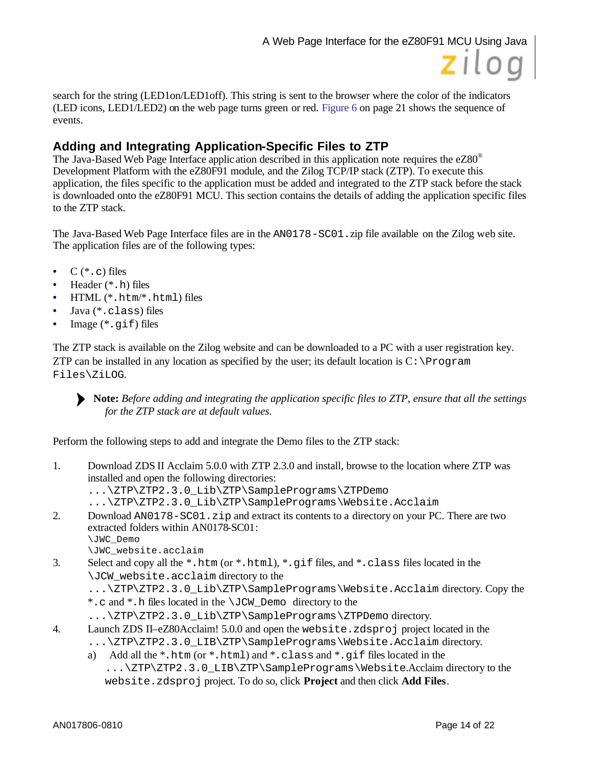search for the string (LED1on/LED1off). This string is sent to the browser where the color of the indicators (LED icons, LED1/LED2) on the web page turns green or red. Figure 6 on page 21 shows the sequence of events.

## Adding and Integrating Application-Specific Files to ZTP

The Java-Based Web Page Interface application described in this application note requires the eZ80® Development Platform with the eZ80F91 module, and the Zilog TCP/IP stack (ZTP). To execute this application, the files specific to the application must be added and integrated to the ZTP stack before the stack is downloaded onto the eZ80F91 MCU. This section contains the details of adding the application specific files to the ZTP stack.

The Java-Based Web Page Interface files are in the `AN0178-SC01.`zip file available on the Zilog web site. The application files are of the following types:

- C (`*.c`) files
- Header (`*.h`) files
- HTML (`*.htm`/`*.html`) files
- Java (`*.class`) files
- Image (`*.gif`) files

The ZTP stack is available on the Zilog website and can be downloaded to a PC with a user registration key. ZTP can be installed in any location as specified by the user; its default location is `C:\Program Files\ZiLOG`.

> **Note:** *Before adding and integrating the application specific files to ZTP, ensure that all the settings for the ZTP stack are at default values.*

Perform the following steps to add and integrate the Demo files to the ZTP stack:

1. Download ZDS II Acclaim 5.0.0 with ZTP 2.3.0 and install, browse to the location where ZTP was installed and open the following directories:
   `...\ZTP\ZTP2.3.0_Lib\ZTP\SamplePrograms\ZTPDemo`
   `...\ZTP\ZTP2.3.0_Lib\ZTP\SamplePrograms\Website.Acclaim`
2. Download `AN0178-SC01.zip` and extract its contents to a directory on your PC. There are two extracted folders within AN0178-SC01:
   `\JWC_Demo`
   `\JWC_website.acclaim`
3. Select and copy all the `*.htm` (or `*.html`), `*.gif` files, and `*.class` files located in the `\JCW_website.acclaim` directory to the `...\ZTP\ZTP2.3.0_Lib\ZTP\SamplePrograms\Website.Acclaim` directory. Copy the `*.c` and `*.h` files located in the `\JCW_Demo` directory to the `...\ZTP\ZTP2.3.0_Lib\ZTP\SamplePrograms\ZTPDemo` directory.
4. Launch ZDS II–eZ80Acclaim! 5.0.0 and open the `website.zdsproj` project located in the `...\ZTP\ZTP2.3.0_LIB\ZTP\SamplePrograms\Website.Acclaim` directory.
   a) Add all the `*.htm` (or `*.html`) and `*.class` and `*.gif` files located in the `...\ZTP\ZTP2.3.0_LIB\ZTP\SamplePrograms\Website`.Acclaim directory to the `website.zdsproj` project. To do so, click **Project** and then click **Add Files**.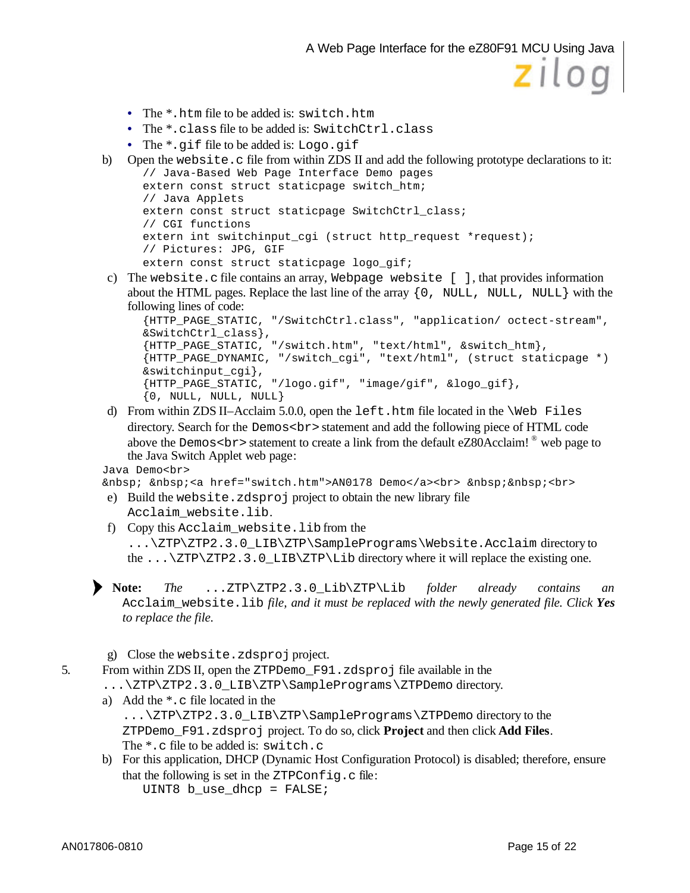- The `*.htm` file to be added is: `switch.htm`
- The `*.class` file to be added is: `SwitchCtrl.class`
- The `*.gif` file to be added is: `Logo.gif`

b) Open the `website.c` file from within ZDS II and add the following prototype declarations to it:

```
// Java-Based Web Page Interface Demo pages
extern const struct staticpage switch_htm;
// Java Applets
extern const struct staticpage SwitchCtrl_class;
// CGI functions
extern int switchinput_cgi (struct http_request *request);
// Pictures: JPG, GIF
extern const struct staticpage logo_gif;
```

c) The `website.c` file contains an array, `Webpage website [ ]`, that provides information about the HTML pages. Replace the last line of the array `{0, NULL, NULL, NULL}` with the following lines of code:

```
{HTTP_PAGE_STATIC, "/SwitchCtrl.class", "application/ octect-stream",
&SwitchCtrl_class},
{HTTP_PAGE_STATIC, "/switch.htm", "text/html", &switch_htm},
{HTTP_PAGE_DYNAMIC, "/switch_cgi", "text/html", (struct staticpage *)
&switchinput_cgi},
{HTTP_PAGE_STATIC, "/logo.gif", "image/gif", &logo_gif},
{0, NULL, NULL, NULL}
```

d) From within ZDS II–Acclaim 5.0.0, open the `left.htm` file located in the `\Web Files` directory. Search for the `Demos<br>` statement and add the following piece of HTML code above the `Demos<br>` statement to create a link from the default eZ80Acclaim!® web page to the Java Switch Applet web page:

```
Java Demo<br>
&nbsp; &nbsp;<a href="switch.htm">AN0178 Demo</a><br> &nbsp;&nbsp;<br>
```

e) Build the `website.zdsproj` project to obtain the new library file `Acclaim_website.lib`.

f) Copy this `Acclaim_website.lib` from the `...\ZTP\ZTP2.3.0_LIB\ZTP\SamplePrograms\Website.Acclaim` directory to the `...\ZTP\ZTP2.3.0_LIB\ZTP\Lib` directory where it will replace the existing one.

> **Note:** *The* `...ZTP\ZTP2.3.0_Lib\ZTP\Lib` *folder already contains an* `Acclaim_website.lib` *file, and it must be replaced with the newly generated file. Click **Yes** to replace the file.*

g) Close the `website.zdsproj` project.

5. From within ZDS II, open the `ZTPDemo_F91.zdsproj` file available in the `...\ZTP\ZTP2.3.0_LIB\ZTP\SamplePrograms\ZTPDemo` directory.

a) Add the `*.c` file located in the `...\ZTP\ZTP2.3.0_LIB\ZTP\SamplePrograms\ZTPDemo` directory to the `ZTPDemo_F91.zdsproj` project. To do so, click **Project** and then click **Add Files**. The `*.c` file to be added is: `switch.c`

b) For this application, DHCP (Dynamic Host Configuration Protocol) is disabled; therefore, ensure that the following is set in the `ZTPConfig.c` file:

```
UINT8 b_use_dhcp = FALSE;
```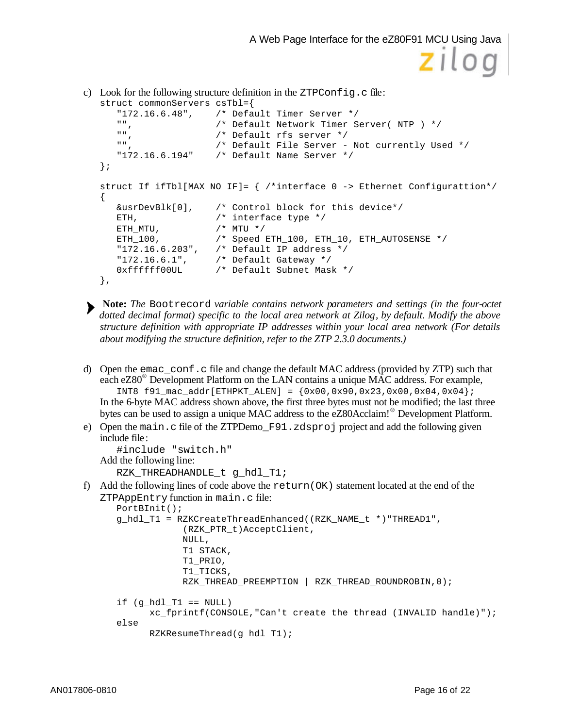c) Look for the following structure definition in the `ZTPConfig.c` file:

```
struct commonServers csTbl={
   "172.16.6.48",     /* Default Timer Server */
   "",                /* Default Network Timer Server( NTP ) */
   "",                /* Default rfs server */
   "",                /* Default File Server - Not currently Used */
   "172.16.6.194"     /* Default Name Server */
};

struct If ifTbl[MAX_NO_IF]= { /*interface 0 -> Ethernet Configurattion*/
{
   &usrDevBlk[0],     /* Control block for this device*/
   ETH,               /* interface type */
   ETH_MTU,           /* MTU */
   ETH_100,           /* Speed ETH_100, ETH_10, ETH_AUTOSENSE */
   "172.16.6.203",    /* Default IP address */
   "172.16.6.1",      /* Default Gateway */
   0xffffff00UL       /* Default Subnet Mask */
},
```

**Note:** *The* `Bootrecord` *variable contains network parameters and settings (in the four-octet dotted decimal format) specific to the local area network at Zilog, by default. Modify the above structure definition with appropriate IP addresses within your local area network (For details about modifying the structure definition, refer to the ZTP 2.3.0 documents.)*

d) Open the `emac_conf.c` file and change the default MAC address (provided by ZTP) such that each eZ80® Development Platform on the LAN contains a unique MAC address. For example,

```
INT8 f91_mac_addr[ETHPKT_ALEN] = {0x00,0x90,0x23,0x00,0x04,0x04};
```

In the 6-byte MAC address shown above, the first three bytes must not be modified; the last three bytes can be used to assign a unique MAC address to the eZ80Acclaim!® Development Platform.

e) Open the `main.c` file of the ZTPDemo_`F91.zdsproj` project and add the following given include file:

```
#include "switch.h"
```

Add the following line:

```
RZK_THREADHANDLE_t g_hdl_T1;
```

f) Add the following lines of code above the `return(OK)` statement located at the end of the `ZTPAppEntry` function in `main.c` file:

```
PortBInit();
g_hdl_T1 = RZKCreateThreadEnhanced((RZK_NAME_t *)"THREAD1",
            (RZK_PTR_t)AcceptClient,
            NULL,
            T1_STACK,
            T1_PRIO,
            T1_TICKS,
            RZK_THREAD_PREEMPTION | RZK_THREAD_ROUNDROBIN,0);

if (g_hdl_T1 == NULL)
      xc_fprintf(CONSOLE,"Can't create the thread (INVALID handle)");
else
      RZKResumeThread(g_hdl_T1);
```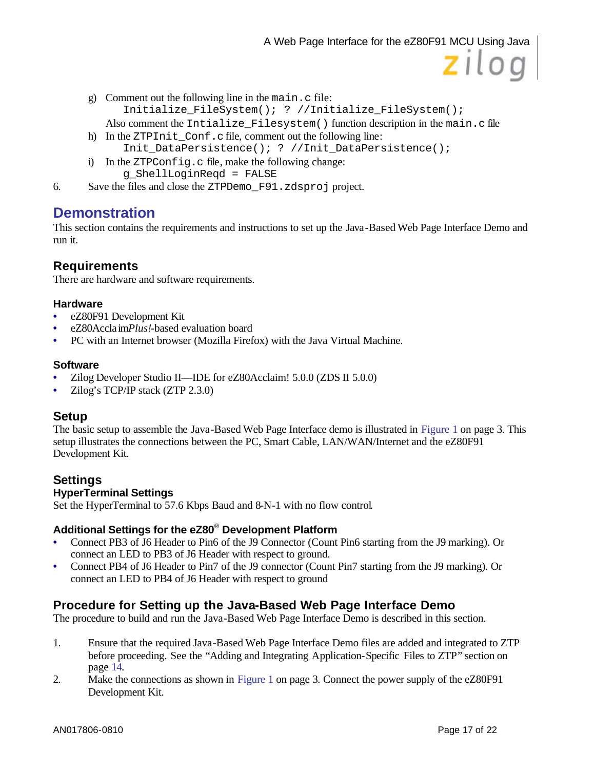g) Comment out the following line in the `main.c` file:
   ```
   Initialize_FileSystem(); ? //Initialize_FileSystem();
   ```
   Also comment the `Intialize_Filesystem()` function description in the `main.c` file

h) In the `ZTPInit_Conf.c` file, comment out the following line:
   ```
   Init_DataPersistence(); ? //Init_DataPersistence();
   ```

i) In the `ZTPConfig.c` file, make the following change:
   ```
   g_ShellLoginReqd = FALSE
   ```

6. Save the files and close the `ZTPDemo_F91.zdsproj` project.

# Demonstration

This section contains the requirements and instructions to set up the Java-Based Web Page Interface Demo and run it.

## Requirements

There are hardware and software requirements.

### Hardware

- eZ80F91 Development Kit
- eZ80Acclaim*Plus!*-based evaluation board
- PC with an Internet browser (Mozilla Firefox) with the Java Virtual Machine.

### Software

- Zilog Developer Studio II—IDE for eZ80Acclaim! 5.0.0 (ZDS II 5.0.0)
- Zilog's TCP/IP stack (ZTP 2.3.0)

## Setup

The basic setup to assemble the Java-Based Web Page Interface demo is illustrated in Figure 1 on page 3. This setup illustrates the connections between the PC, Smart Cable, LAN/WAN/Internet and the eZ80F91 Development Kit.

## Settings

### HyperTerminal Settings

Set the HyperTerminal to 57.6 Kbps Baud and 8-N-1 with no flow control.

### Additional Settings for the eZ80® Development Platform

- Connect PB3 of J6 Header to Pin6 of the J9 Connector (Count Pin6 starting from the J9 marking). Or connect an LED to PB3 of J6 Header with respect to ground.
- Connect PB4 of J6 Header to Pin7 of the J9 connector (Count Pin7 starting from the J9 marking). Or connect an LED to PB4 of J6 Header with respect to ground

## Procedure for Setting up the Java-Based Web Page Interface Demo

The procedure to build and run the Java-Based Web Page Interface Demo is described in this section.

1. Ensure that the required Java-Based Web Page Interface Demo files are added and integrated to ZTP before proceeding. See the "Adding and Integrating Application-Specific Files to ZTP" section on page 14.
2. Make the connections as shown in Figure 1 on page 3. Connect the power supply of the eZ80F91 Development Kit.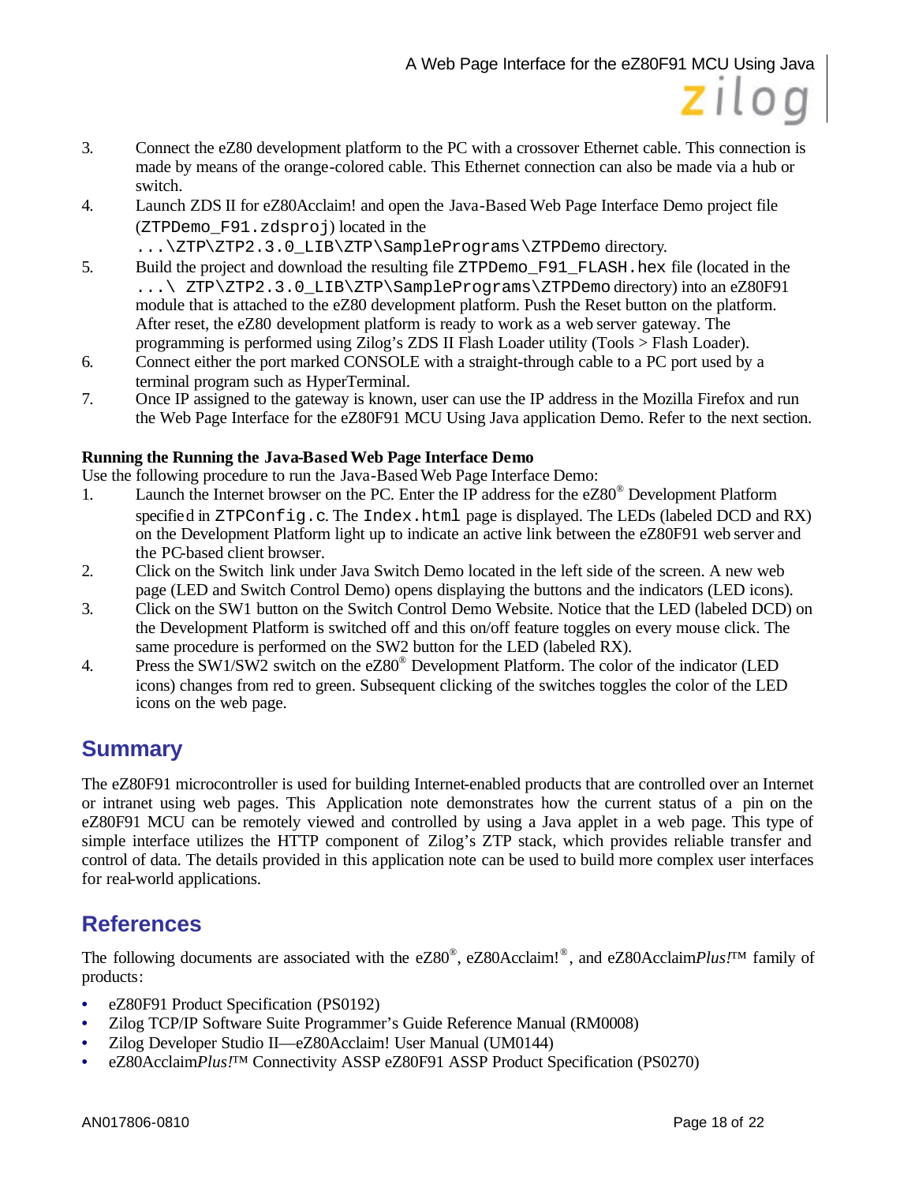3. Connect the eZ80 development platform to the PC with a crossover Ethernet cable. This connection is made by means of the orange-colored cable. This Ethernet connection can also be made via a hub or switch.
4. Launch ZDS II for eZ80Acclaim! and open the Java-Based Web Page Interface Demo project file (`ZTPDemo_F91.zdsproj`) located in the `...\ZTP\ZTP2.3.0_LIB\ZTP\SamplePrograms\ZTPDemo` directory.
5. Build the project and download the resulting file `ZTPDemo_F91_FLASH.hex` file (located in the `...\ ZTP\ZTP2.3.0_LIB\ZTP\SamplePrograms\ZTPDemo` directory) into an eZ80F91 module that is attached to the eZ80 development platform. Push the Reset button on the platform. After reset, the eZ80 development platform is ready to work as a web server gateway. The programming is performed using Zilog's ZDS II Flash Loader utility (Tools > Flash Loader).
6. Connect either the port marked CONSOLE with a straight-through cable to a PC port used by a terminal program such as HyperTerminal.
7. Once IP assigned to the gateway is known, user can use the IP address in the Mozilla Firefox and run the Web Page Interface for the eZ80F91 MCU Using Java application Demo. Refer to the next section.

**Running the Running the Java-Based Web Page Interface Demo**

Use the following procedure to run the Java-Based Web Page Interface Demo:

1. Launch the Internet browser on the PC. Enter the IP address for the eZ80® Development Platform specified in `ZTPConfig.c`. The `Index.html` page is displayed. The LEDs (labeled DCD and RX) on the Development Platform light up to indicate an active link between the eZ80F91 web server and the PC-based client browser.
2. Click on the Switch link under Java Switch Demo located in the left side of the screen. A new web page (LED and Switch Control Demo) opens displaying the buttons and the indicators (LED icons).
3. Click on the SW1 button on the Switch Control Demo Website. Notice that the LED (labeled DCD) on the Development Platform is switched off and this on/off feature toggles on every mouse click. The same procedure is performed on the SW2 button for the LED (labeled RX).
4. Press the SW1/SW2 switch on the eZ80® Development Platform. The color of the indicator (LED icons) changes from red to green. Subsequent clicking of the switches toggles the color of the LED icons on the web page.

## Summary

The eZ80F91 microcontroller is used for building Internet-enabled products that are controlled over an Internet or intranet using web pages. This Application note demonstrates how the current status of a pin on the eZ80F91 MCU can be remotely viewed and controlled by using a Java applet in a web page. This type of simple interface utilizes the HTTP component of Zilog's ZTP stack, which provides reliable transfer and control of data. The details provided in this application note can be used to build more complex user interfaces for real-world applications.

## References

The following documents are associated with the eZ80®, eZ80Acclaim!®, and eZ80Acclaim*Plus!*™ family of products:

- eZ80F91 Product Specification (PS0192)
- Zilog TCP/IP Software Suite Programmer's Guide Reference Manual (RM0008)
- Zilog Developer Studio II—eZ80Acclaim! User Manual (UM0144)
- eZ80Acclaim*Plus!*™ Connectivity ASSP eZ80F91 ASSP Product Specification (PS0270)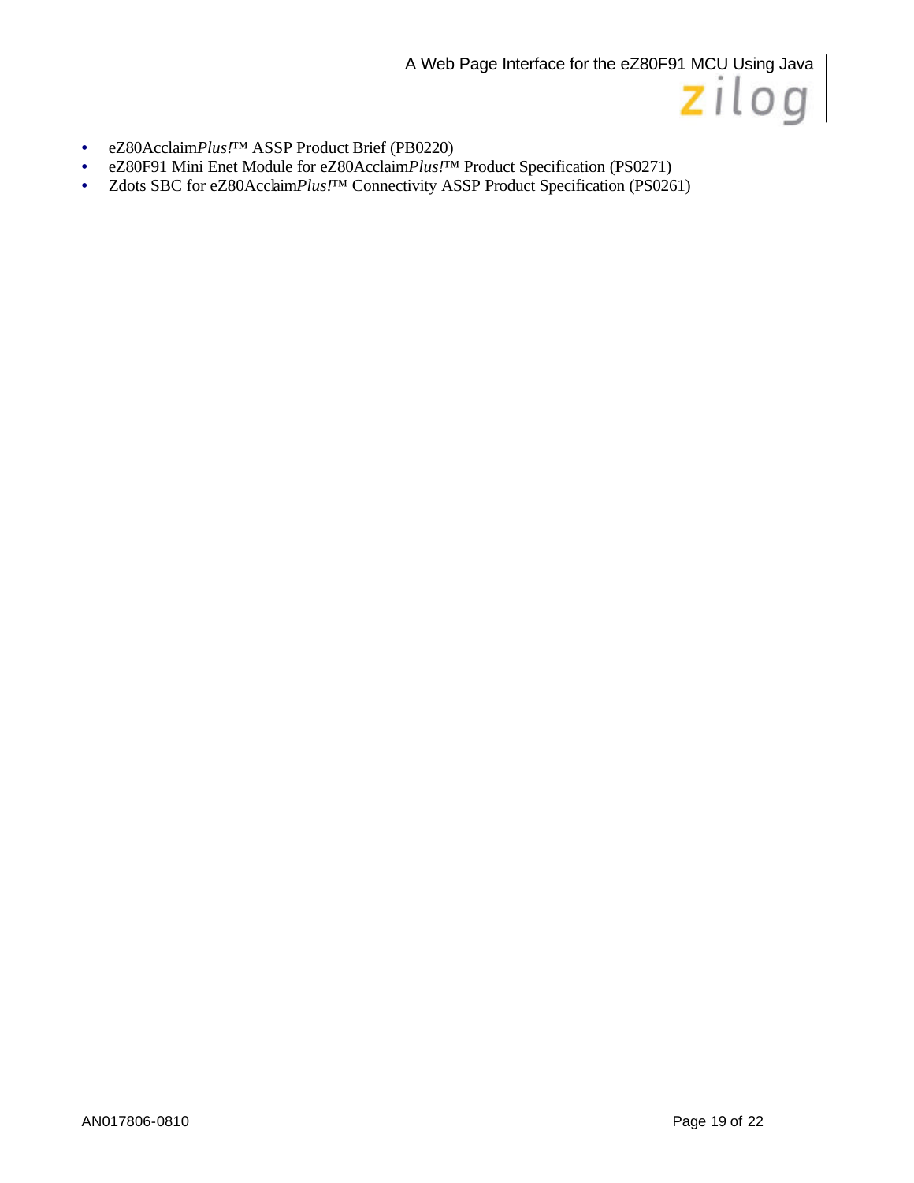- eZ80Acclaim*Plus!*™ ASSP Product Brief (PB0220)
- eZ80F91 Mini Enet Module for eZ80Acclaim*Plus!*™ Product Specification (PS0271)
- Zdots SBC for eZ80Acclaim*Plus!*™ Connectivity ASSP Product Specification (PS0261)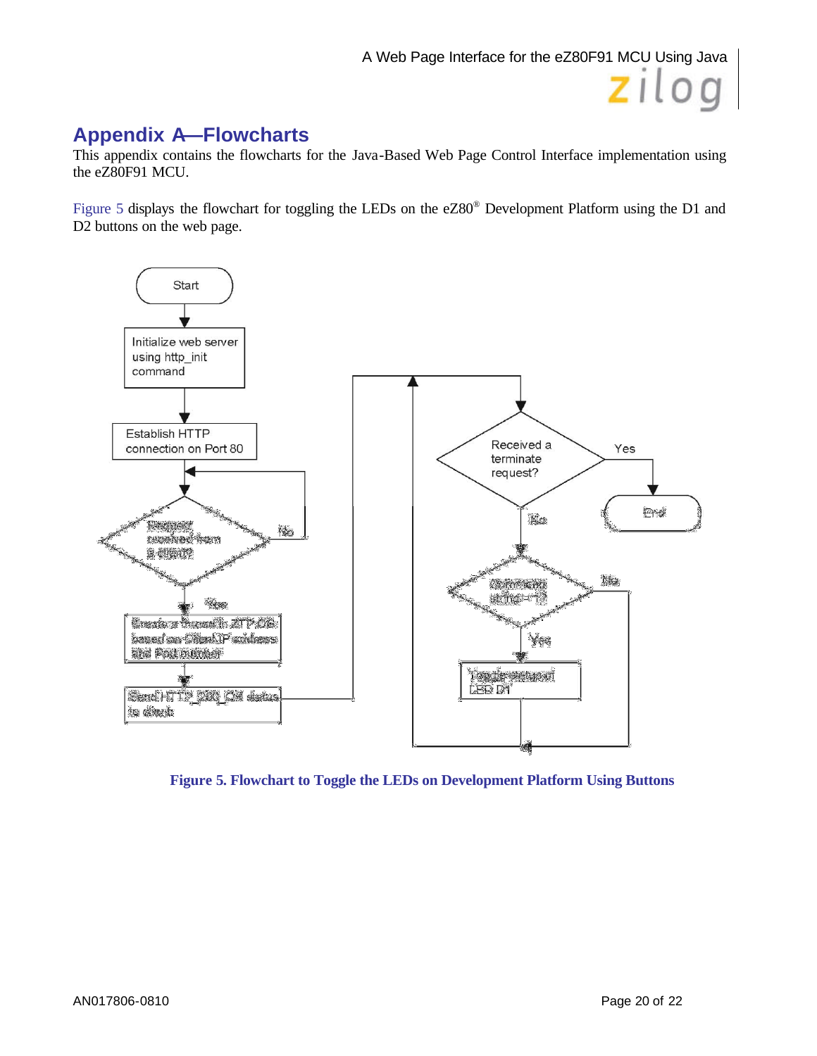## Appendix A—Flowcharts

This appendix contains the flowcharts for the Java-Based Web Page Control Interface implementation using the eZ80F91 MCU.

Figure 5 displays the flowchart for toggling the LEDs on the eZ80® Development Platform using the D1 and D2 buttons on the web page.

**Figure 5. Flowchart to Toggle the LEDs on Development Platform Using Buttons**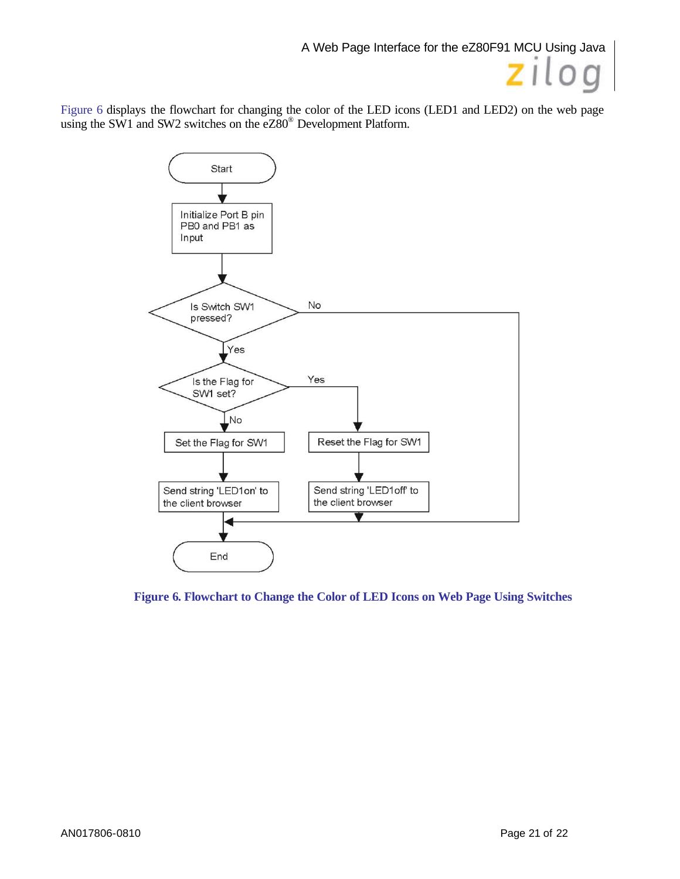Figure 6 displays the flowchart for changing the color of the LED icons (LED1 and LED2) on the web page using the SW1 and SW2 switches on the eZ80® Development Platform.

**Figure 6. Flowchart to Change the Color of LED Icons on Web Page Using Switches**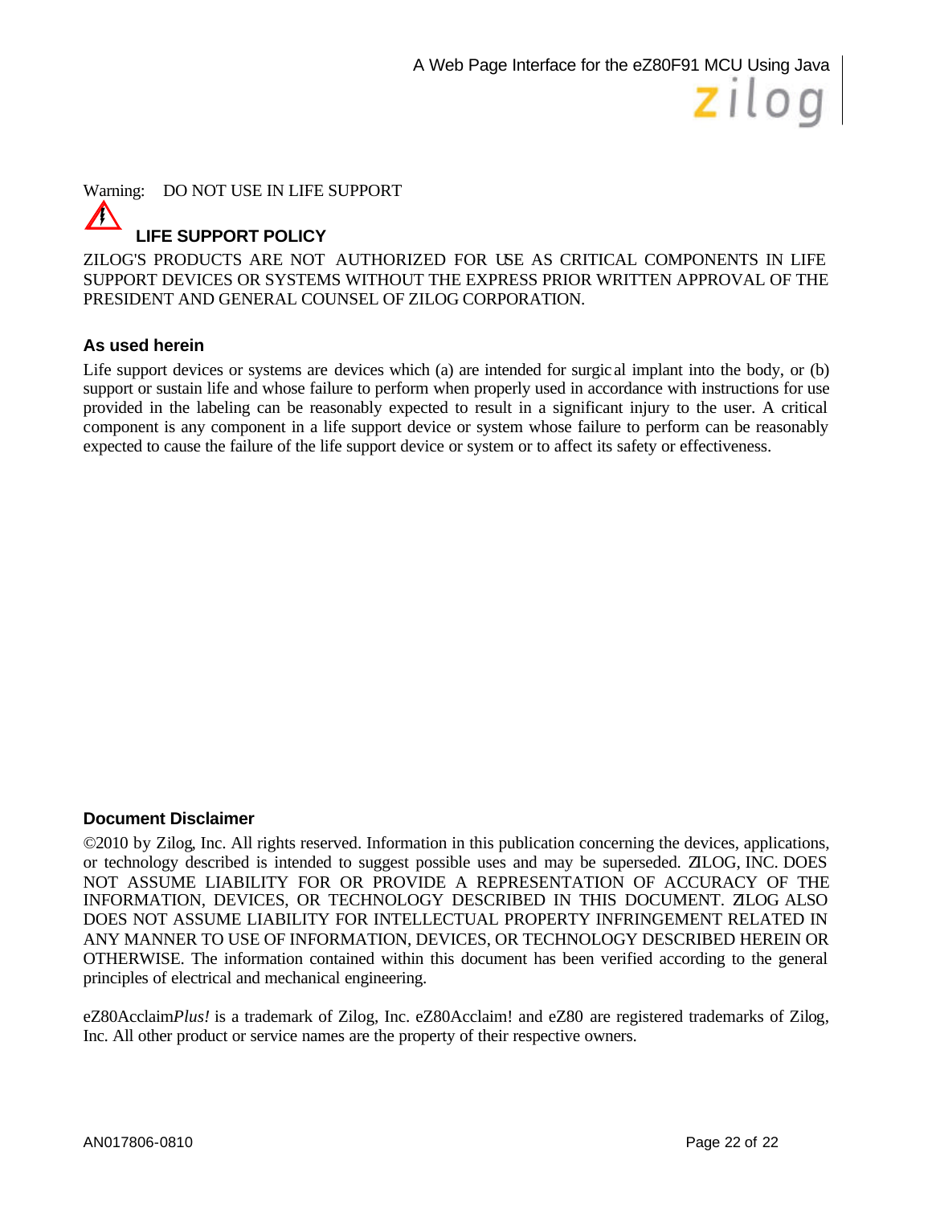Warning: DO NOT USE IN LIFE SUPPORT

## LIFE SUPPORT POLICY

ZILOG'S PRODUCTS ARE NOT AUTHORIZED FOR USE AS CRITICAL COMPONENTS IN LIFE SUPPORT DEVICES OR SYSTEMS WITHOUT THE EXPRESS PRIOR WRITTEN APPROVAL OF THE PRESIDENT AND GENERAL COUNSEL OF ZILOG CORPORATION.

### As used herein

Life support devices or systems are devices which (a) are intended for surgical implant into the body, or (b) support or sustain life and whose failure to perform when properly used in accordance with instructions for use provided in the labeling can be reasonably expected to result in a significant injury to the user. A critical component is any component in a life support device or system whose failure to perform can be reasonably expected to cause the failure of the life support device or system or to affect its safety or effectiveness.

### Document Disclaimer

©2010 by Zilog, Inc. All rights reserved. Information in this publication concerning the devices, applications, or technology described is intended to suggest possible uses and may be superseded. ZILOG, INC. DOES NOT ASSUME LIABILITY FOR OR PROVIDE A REPRESENTATION OF ACCURACY OF THE INFORMATION, DEVICES, OR TECHNOLOGY DESCRIBED IN THIS DOCUMENT. ZILOG ALSO DOES NOT ASSUME LIABILITY FOR INTELLECTUAL PROPERTY INFRINGEMENT RELATED IN ANY MANNER TO USE OF INFORMATION, DEVICES, OR TECHNOLOGY DESCRIBED HEREIN OR OTHERWISE. The information contained within this document has been verified according to the general principles of electrical and mechanical engineering.

eZ80Acclaim*Plus!* is a trademark of Zilog, Inc. eZ80Acclaim! and eZ80 are registered trademarks of Zilog, Inc. All other product or service names are the property of their respective owners.